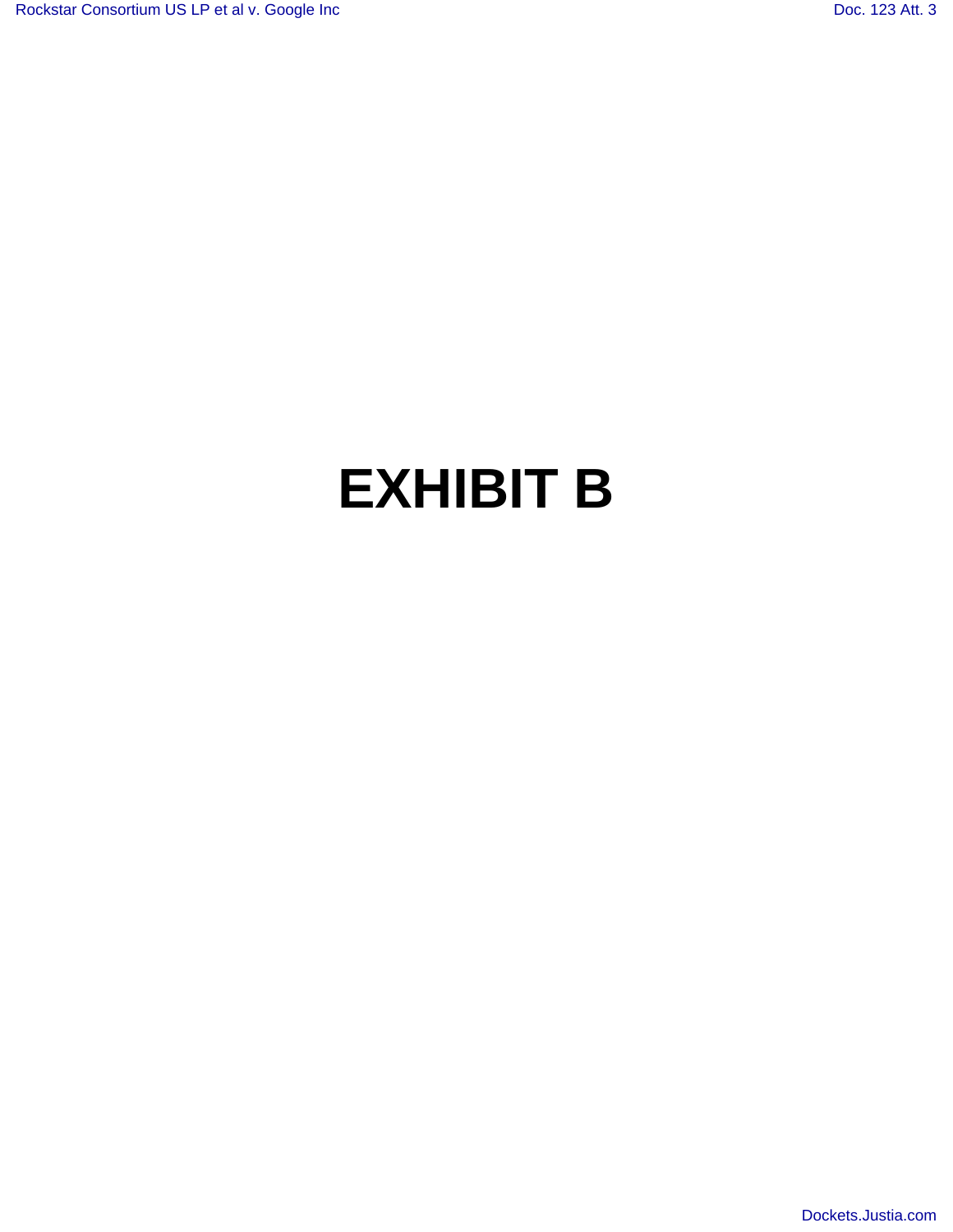# EXHIBIT B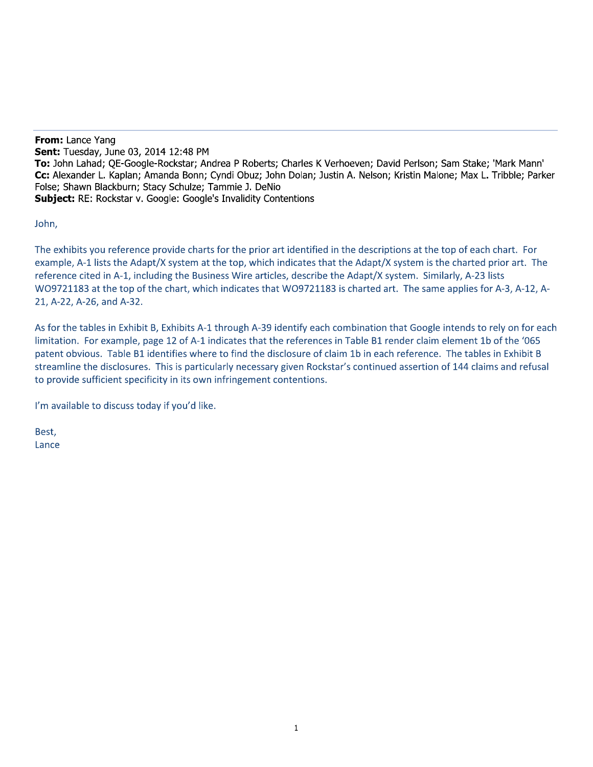**From:** Lance Yang
**Sent:** Tuesday, June 03, 2014 12:48 PM
**To:** John Lahad; QE-Google-Rockstar; Andrea P Roberts; Charles K Verhoeven; David Perlson; Sam Stake; 'Mark Mann'
**Cc:** Alexander L. Kaplan; Amanda Bonn; Cyndi Obuz; John Dolan; Justin A. Nelson; Kristin Malone; Max L. Tribble; Parker Folse; Shawn Blackburn; Stacy Schulze; Tammie J. DeNio
**Subject:** RE: Rockstar v. Google: Google's Invalidity Contentions

John,

The exhibits you reference provide charts for the prior art identified in the descriptions at the top of each chart. For example, A-1 lists the Adapt/X system at the top, which indicates that the Adapt/X system is the charted prior art. The reference cited in A-1, including the Business Wire articles, describe the Adapt/X system. Similarly, A-23 lists WO9721183 at the top of the chart, which indicates that WO9721183 is charted art. The same applies for A-3, A-12, A-21, A-22, A-26, and A-32.

As for the tables in Exhibit B, Exhibits A-1 through A-39 identify each combination that Google intends to rely on for each limitation. For example, page 12 of A-1 indicates that the references in Table B1 render claim element 1b of the '065 patent obvious. Table B1 identifies where to find the disclosure of claim 1b in each reference. The tables in Exhibit B streamline the disclosures. This is particularly necessary given Rockstar's continued assertion of 144 claims and refusal to provide sufficient specificity in its own infringement contentions.

I'm available to discuss today if you'd like.

Best,
Lance